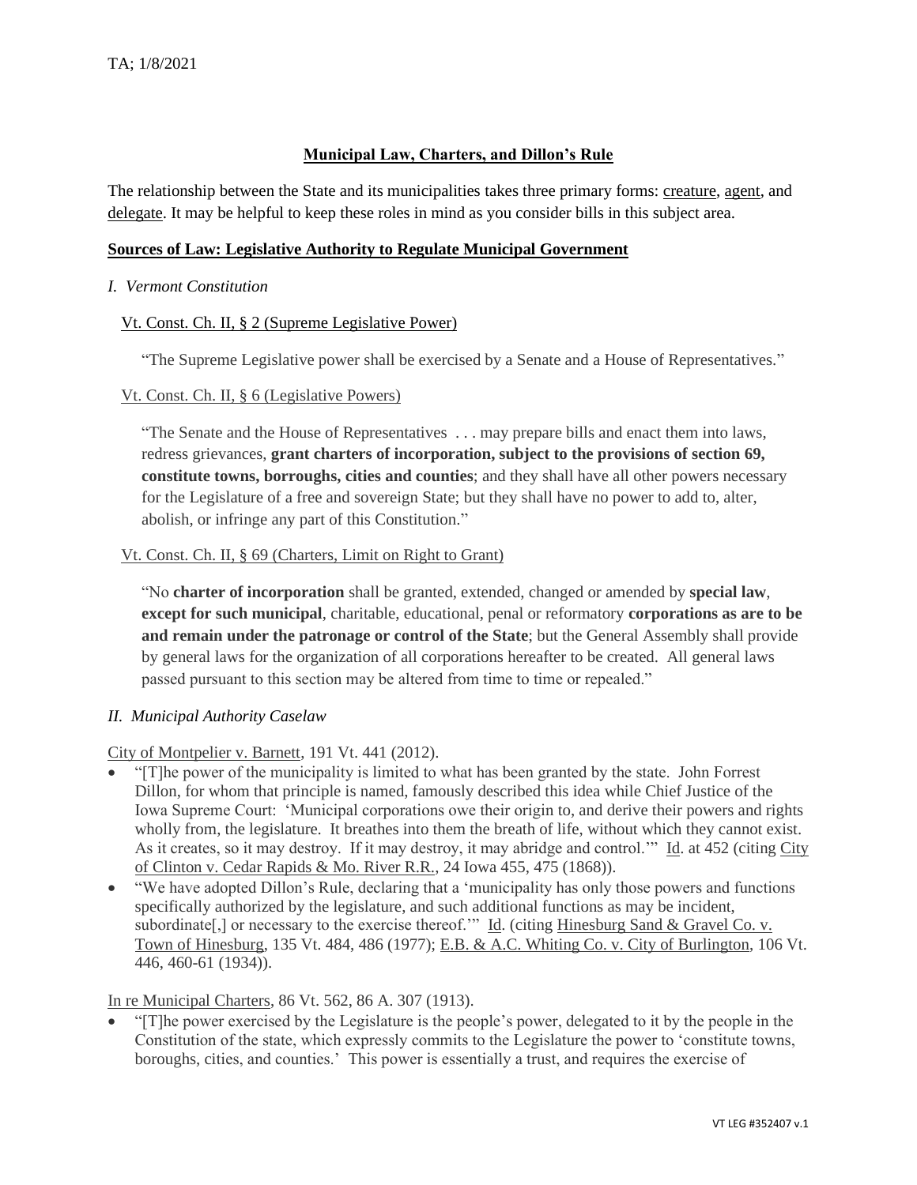TA; 1/8/2021

## Municipal Law, Charters, and Dillon's Rule

The relationship between the State and its municipalities takes three primary forms: creature, agent, and delegate. It may be helpful to keep these roles in mind as you consider bills in this subject area.

### Sources of Law: Legislative Authority to Regulate Municipal Government

*I. Vermont Constitution*

Vt. Const. Ch. II, § 2 (Supreme Legislative Power)

> "The Supreme Legislative power shall be exercised by a Senate and a House of Representatives."

Vt. Const. Ch. II, § 6 (Legislative Powers)

> "The Senate and the House of Representatives . . . may prepare bills and enact them into laws, redress grievances, **grant charters of incorporation, subject to the provisions of section 69, constitute towns, borroughs, cities and counties**; and they shall have all other powers necessary for the Legislature of a free and sovereign State; but they shall have no power to add to, alter, abolish, or infringe any part of this Constitution."

Vt. Const. Ch. II, § 69 (Charters, Limit on Right to Grant)

> "No **charter of incorporation** shall be granted, extended, changed or amended by **special law**, **except for such municipal**, charitable, educational, penal or reformatory **corporations as are to be and remain under the patronage or control of the State**; but the General Assembly shall provide by general laws for the organization of all corporations hereafter to be created. All general laws passed pursuant to this section may be altered from time to time or repealed."

*II. Municipal Authority Caselaw*

City of Montpelier v. Barnett, 191 Vt. 441 (2012).

- "[T]he power of the municipality is limited to what has been granted by the state. John Forrest Dillon, for whom that principle is named, famously described this idea while Chief Justice of the Iowa Supreme Court: 'Municipal corporations owe their origin to, and derive their powers and rights wholly from, the legislature. It breathes into them the breath of life, without which they cannot exist. As it creates, so it may destroy. If it may destroy, it may abridge and control.'" Id. at 452 (citing City of Clinton v. Cedar Rapids & Mo. River R.R., 24 Iowa 455, 475 (1868)).
- "We have adopted Dillon's Rule, declaring that a 'municipality has only those powers and functions specifically authorized by the legislature, and such additional functions as may be incident, subordinate[,] or necessary to the exercise thereof.'" Id. (citing Hinesburg Sand & Gravel Co. v. Town of Hinesburg, 135 Vt. 484, 486 (1977); E.B. & A.C. Whiting Co. v. City of Burlington, 106 Vt. 446, 460-61 (1934)).

In re Municipal Charters, 86 Vt. 562, 86 A. 307 (1913).

- "[T]he power exercised by the Legislature is the people's power, delegated to it by the people in the Constitution of the state, which expressly commits to the Legislature the power to 'constitute towns, boroughs, cities, and counties.' This power is essentially a trust, and requires the exercise of

VT LEG #352407 v.1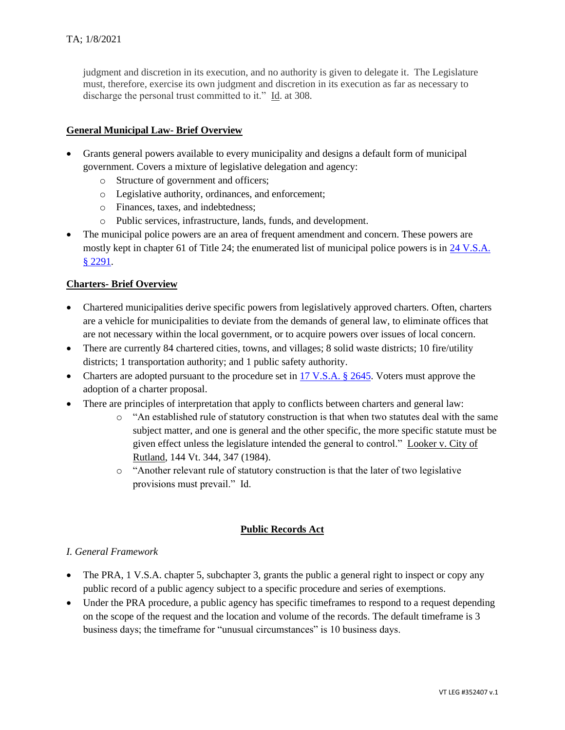judgment and discretion in its execution, and no authority is given to delegate it. The Legislature must, therefore, exercise its own judgment and discretion in its execution as far as necessary to discharge the personal trust committed to it." Id. at 308.

**General Municipal Law- Brief Overview**

- Grants general powers available to every municipality and designs a default form of municipal government. Covers a mixture of legislative delegation and agency:
  - Structure of government and officers;
  - Legislative authority, ordinances, and enforcement;
  - Finances, taxes, and indebtedness;
  - Public services, infrastructure, lands, funds, and development.
- The municipal police powers are an area of frequent amendment and concern. These powers are mostly kept in chapter 61 of Title 24; the enumerated list of municipal police powers is in 24 V.S.A. § 2291.

**Charters- Brief Overview**

- Chartered municipalities derive specific powers from legislatively approved charters. Often, charters are a vehicle for municipalities to deviate from the demands of general law, to eliminate offices that are not necessary within the local government, or to acquire powers over issues of local concern.
- There are currently 84 chartered cities, towns, and villages; 8 solid waste districts; 10 fire/utility districts; 1 transportation authority; and 1 public safety authority.
- Charters are adopted pursuant to the procedure set in 17 V.S.A. § 2645. Voters must approve the adoption of a charter proposal.
- There are principles of interpretation that apply to conflicts between charters and general law:
  - "An established rule of statutory construction is that when two statutes deal with the same subject matter, and one is general and the other specific, the more specific statute must be given effect unless the legislature intended the general to control." Looker v. City of Rutland, 144 Vt. 344, 347 (1984).
  - "Another relevant rule of statutory construction is that the later of two legislative provisions must prevail." Id.

## Public Records Act

*I. General Framework*

- The PRA, 1 V.S.A. chapter 5, subchapter 3, grants the public a general right to inspect or copy any public record of a public agency subject to a specific procedure and series of exemptions.
- Under the PRA procedure, a public agency has specific timeframes to respond to a request depending on the scope of the request and the location and volume of the records. The default timeframe is 3 business days; the timeframe for "unusual circumstances" is 10 business days.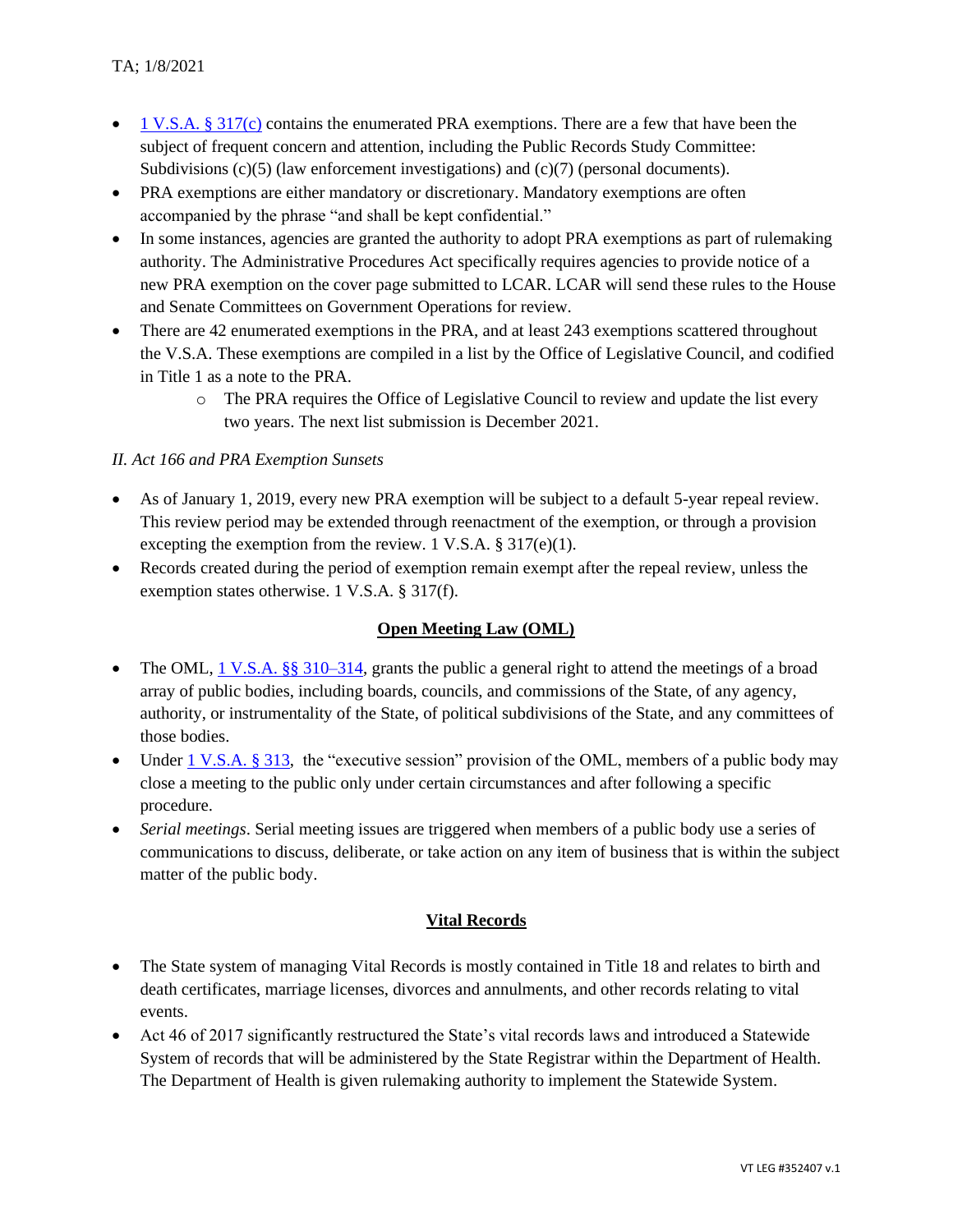- 1 V.S.A. § 317(c) contains the enumerated PRA exemptions. There are a few that have been the subject of frequent concern and attention, including the Public Records Study Committee: Subdivisions (c)(5) (law enforcement investigations) and (c)(7) (personal documents).
- PRA exemptions are either mandatory or discretionary. Mandatory exemptions are often accompanied by the phrase "and shall be kept confidential."
- In some instances, agencies are granted the authority to adopt PRA exemptions as part of rulemaking authority. The Administrative Procedures Act specifically requires agencies to provide notice of a new PRA exemption on the cover page submitted to LCAR. LCAR will send these rules to the House and Senate Committees on Government Operations for review.
- There are 42 enumerated exemptions in the PRA, and at least 243 exemptions scattered throughout the V.S.A. These exemptions are compiled in a list by the Office of Legislative Council, and codified in Title 1 as a note to the PRA.
  - The PRA requires the Office of Legislative Council to review and update the list every two years. The next list submission is December 2021.

*II. Act 166 and PRA Exemption Sunsets*

- As of January 1, 2019, every new PRA exemption will be subject to a default 5-year repeal review. This review period may be extended through reenactment of the exemption, or through a provision excepting the exemption from the review. 1 V.S.A. § 317(e)(1).
- Records created during the period of exemption remain exempt after the repeal review, unless the exemption states otherwise. 1 V.S.A. § 317(f).

## Open Meeting Law (OML)

- The OML, 1 V.S.A. §§ 310–314, grants the public a general right to attend the meetings of a broad array of public bodies, including boards, councils, and commissions of the State, of any agency, authority, or instrumentality of the State, of political subdivisions of the State, and any committees of those bodies.
- Under 1 V.S.A. § 313, the "executive session" provision of the OML, members of a public body may close a meeting to the public only under certain circumstances and after following a specific procedure.
- *Serial meetings*. Serial meeting issues are triggered when members of a public body use a series of communications to discuss, deliberate, or take action on any item of business that is within the subject matter of the public body.

## Vital Records

- The State system of managing Vital Records is mostly contained in Title 18 and relates to birth and death certificates, marriage licenses, divorces and annulments, and other records relating to vital events.
- Act 46 of 2017 significantly restructured the State's vital records laws and introduced a Statewide System of records that will be administered by the State Registrar within the Department of Health. The Department of Health is given rulemaking authority to implement the Statewide System.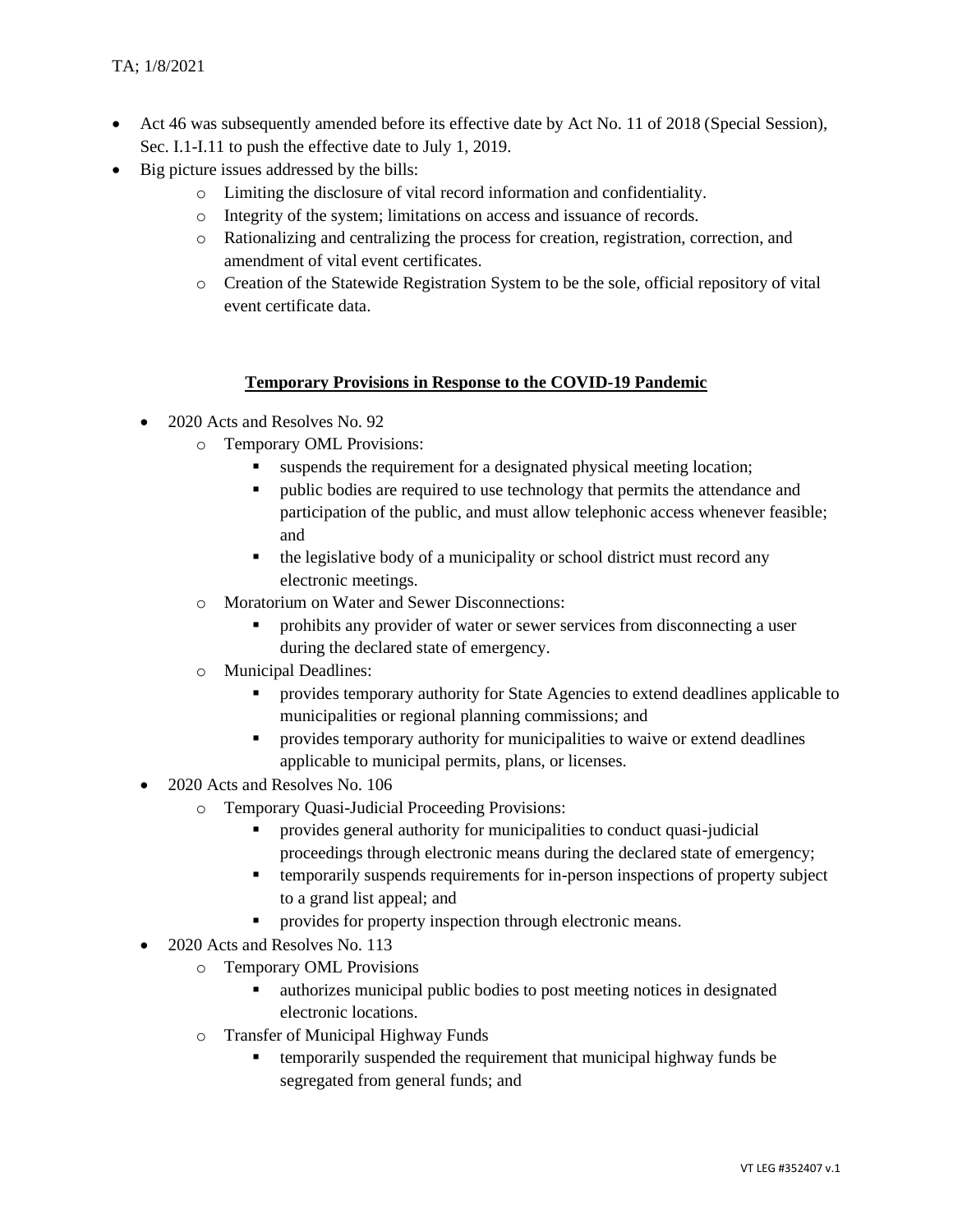- Act 46 was subsequently amended before its effective date by Act No. 11 of 2018 (Special Session), Sec. I.1-I.11 to push the effective date to July 1, 2019.
- Big picture issues addressed by the bills:
  - Limiting the disclosure of vital record information and confidentiality.
  - Integrity of the system; limitations on access and issuance of records.
  - Rationalizing and centralizing the process for creation, registration, correction, and amendment of vital event certificates.
  - Creation of the Statewide Registration System to be the sole, official repository of vital event certificate data.

## Temporary Provisions in Response to the COVID-19 Pandemic

- 2020 Acts and Resolves No. 92
  - Temporary OML Provisions:
    - suspends the requirement for a designated physical meeting location;
    - public bodies are required to use technology that permits the attendance and participation of the public, and must allow telephonic access whenever feasible; and
    - the legislative body of a municipality or school district must record any electronic meetings.
  - Moratorium on Water and Sewer Disconnections:
    - prohibits any provider of water or sewer services from disconnecting a user during the declared state of emergency.
  - Municipal Deadlines:
    - provides temporary authority for State Agencies to extend deadlines applicable to municipalities or regional planning commissions; and
    - provides temporary authority for municipalities to waive or extend deadlines applicable to municipal permits, plans, or licenses.
- 2020 Acts and Resolves No. 106
  - Temporary Quasi-Judicial Proceeding Provisions:
    - provides general authority for municipalities to conduct quasi-judicial proceedings through electronic means during the declared state of emergency;
    - temporarily suspends requirements for in-person inspections of property subject to a grand list appeal; and
    - provides for property inspection through electronic means.
- 2020 Acts and Resolves No. 113
  - Temporary OML Provisions
    - authorizes municipal public bodies to post meeting notices in designated electronic locations.
  - Transfer of Municipal Highway Funds
    - temporarily suspended the requirement that municipal highway funds be segregated from general funds; and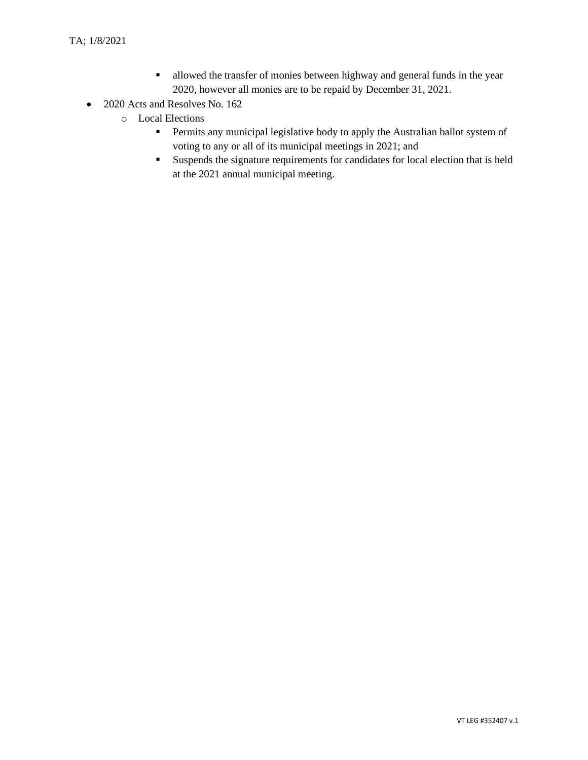- allowed the transfer of monies between highway and general funds in the year 2020, however all monies are to be repaid by December 31, 2021.

- 2020 Acts and Resolves No. 162
  - Local Elections
    - Permits any municipal legislative body to apply the Australian ballot system of voting to any or all of its municipal meetings in 2021; and
    - Suspends the signature requirements for candidates for local election that is held at the 2021 annual municipal meeting.